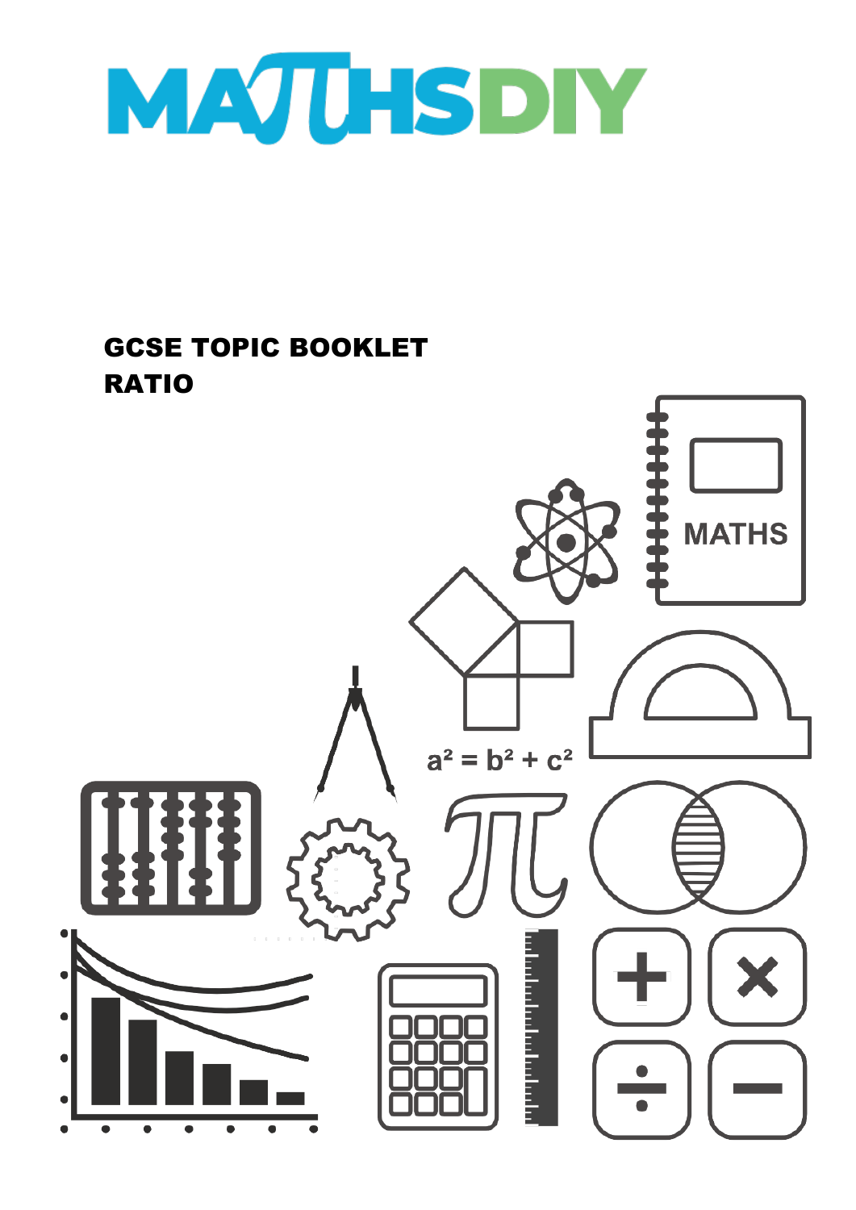# MATHSDIY

## GCSE TOPIC BOOKLET
## RATIO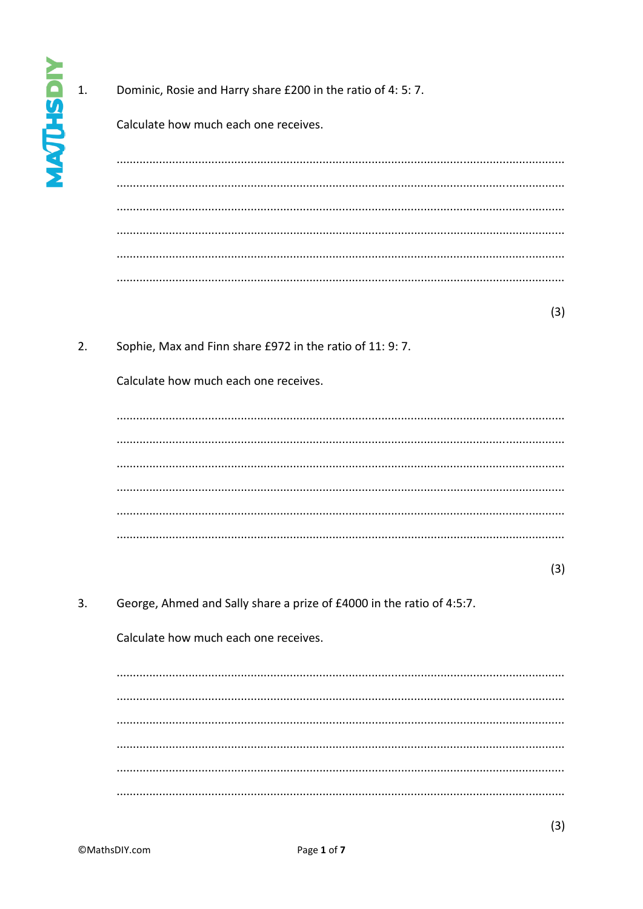1. Dominic, Rosie and Harry share £200 in the ratio of 4: 5: 7.

   Calculate how much each one receives.

   ……………………………………………………………………………………………………………

   ……………………………………………………………………………………………………………

   ……………………………………………………………………………………………………………

   ……………………………………………………………………………………………………………

   ……………………………………………………………………………………………………………

   ……………………………………………………………………………………………………………

   (3)

2. Sophie, Max and Finn share £972 in the ratio of 11: 9: 7.

   Calculate how much each one receives.

   ……………………………………………………………………………………………………………

   ……………………………………………………………………………………………………………

   ……………………………………………………………………………………………………………

   ……………………………………………………………………………………………………………

   ……………………………………………………………………………………………………………

   ……………………………………………………………………………………………………………

   (3)

3. George, Ahmed and Sally share a prize of £4000 in the ratio of 4:5:7.

   Calculate how much each one receives.

   ……………………………………………………………………………………………………………

   ……………………………………………………………………………………………………………

   ……………………………………………………………………………………………………………

   ……………………………………………………………………………………………………………

   ……………………………………………………………………………………………………………

   ……………………………………………………………………………………………………………

   (3)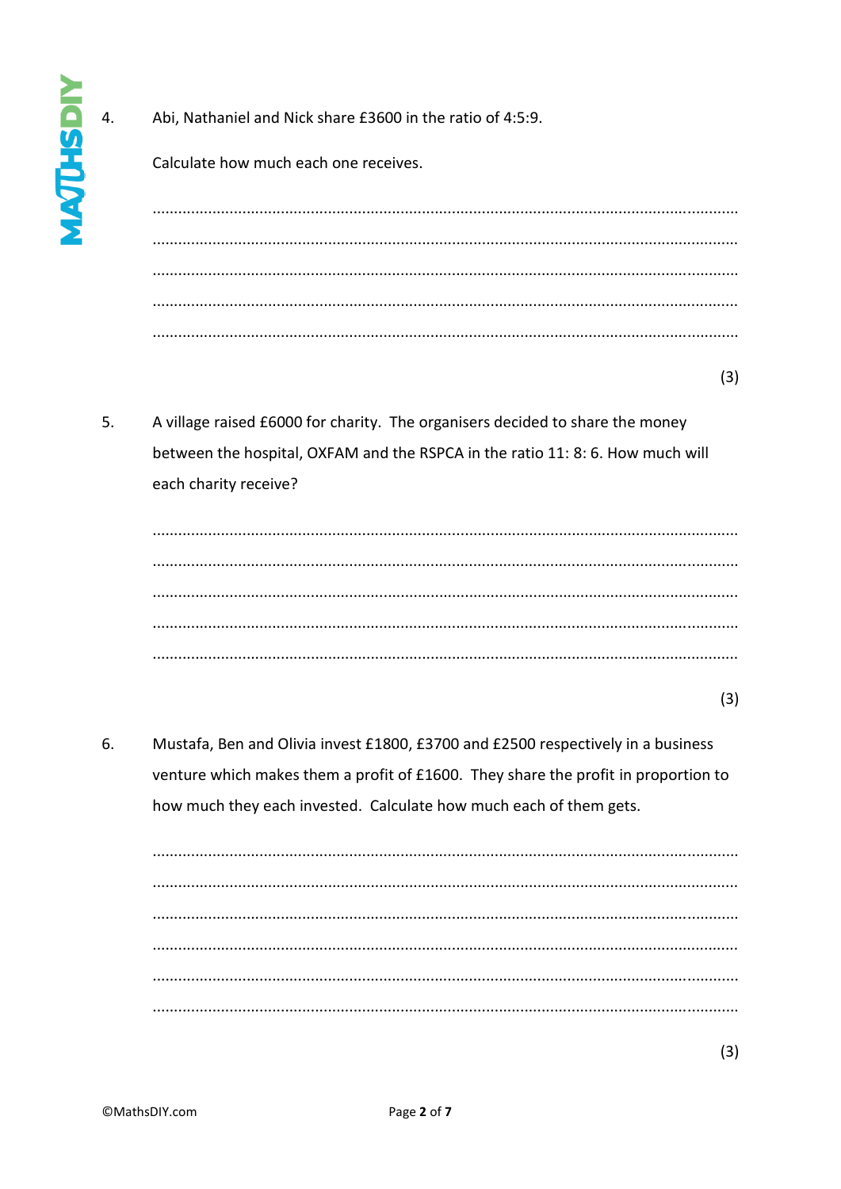4. Abi, Nathaniel and Nick share £3600 in the ratio of 4:5:9.

   Calculate how much each one receives.

   .......................................................................................................................................

   .......................................................................................................................................

   .......................................................................................................................................

   .......................................................................................................................................

   .......................................................................................................................................

   (3)

5. A village raised £6000 for charity. The organisers decided to share the money between the hospital, OXFAM and the RSPCA in the ratio 11: 8: 6. How much will each charity receive?

   .......................................................................................................................................

   .......................................................................................................................................

   .......................................................................................................................................

   .......................................................................................................................................

   .......................................................................................................................................

   (3)

6. Mustafa, Ben and Olivia invest £1800, £3700 and £2500 respectively in a business venture which makes them a profit of £1600. They share the profit in proportion to how much they each invested. Calculate how much each of them gets.

   .......................................................................................................................................

   .......................................................................................................................................

   .......................................................................................................................................

   .......................................................................................................................................

   .......................................................................................................................................

   .......................................................................................................................................

   (3)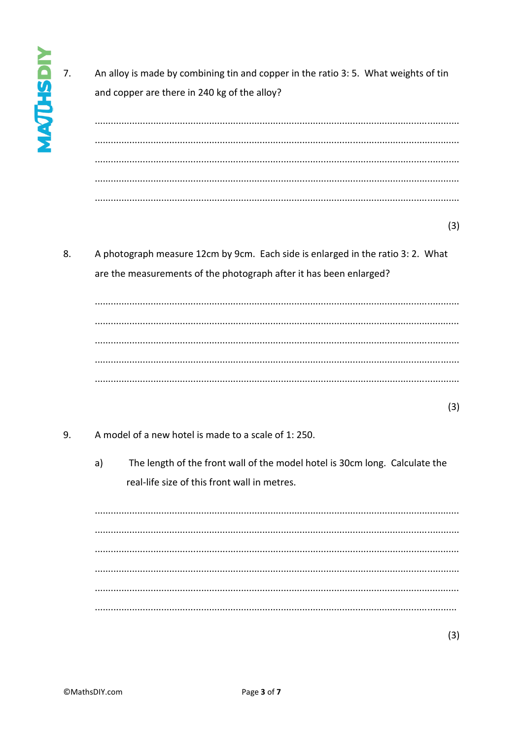7. An alloy is made by combining tin and copper in the ratio 3: 5. What weights of tin and copper are there in 240 kg of the alloy?

........................................................................................................................................

........................................................................................................................................

........................................................................................................................................

........................................................................................................................................

........................................................................................................................................

(3)

8. A photograph measure 12cm by 9cm. Each side is enlarged in the ratio 3: 2. What are the measurements of the photograph after it has been enlarged?

........................................................................................................................................

........................................................................................................................................

........................................................................................................................................

........................................................................................................................................

........................................................................................................................................

(3)

9. A model of a new hotel is made to a scale of 1: 250.

   a) The length of the front wall of the model hotel is 30cm long. Calculate the real-life size of this front wall in metres.

........................................................................................................................................

........................................................................................................................................

........................................................................................................................................

........................................................................................................................................

........................................................................................................................................

........................................................................................................................................

(3)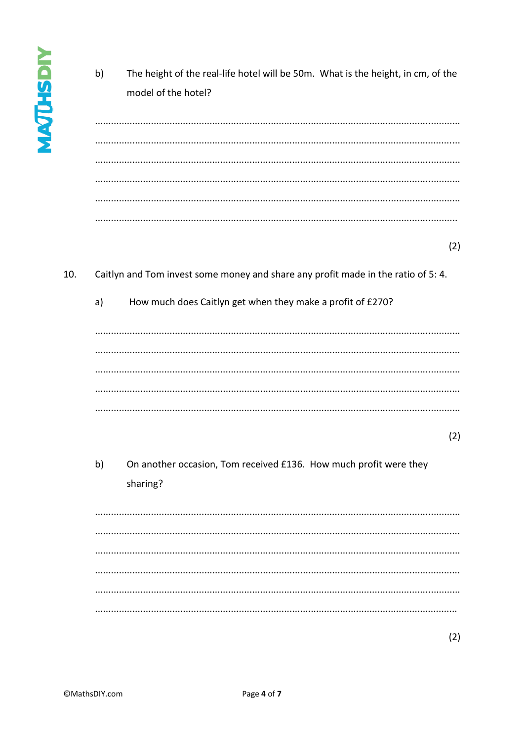b) The height of the real-life hotel will be 50m. What is the height, in cm, of the model of the hotel?

..............................................................................................................................

..............................................................................................................................

..............................................................................................................................

..............................................................................................................................

..............................................................................................................................

..............................................................................................................................

(2)

10. Caitlyn and Tom invest some money and share any profit made in the ratio of 5: 4.

a) How much does Caitlyn get when they make a profit of £270?

..............................................................................................................................

..............................................................................................................................

..............................................................................................................................

..............................................................................................................................

..............................................................................................................................

(2)

b) On another occasion, Tom received £136. How much profit were they sharing?

..............................................................................................................................

..............................................................................................................................

..............................................................................................................................

..............................................................................................................................

..............................................................................................................................

..............................................................................................................................

(2)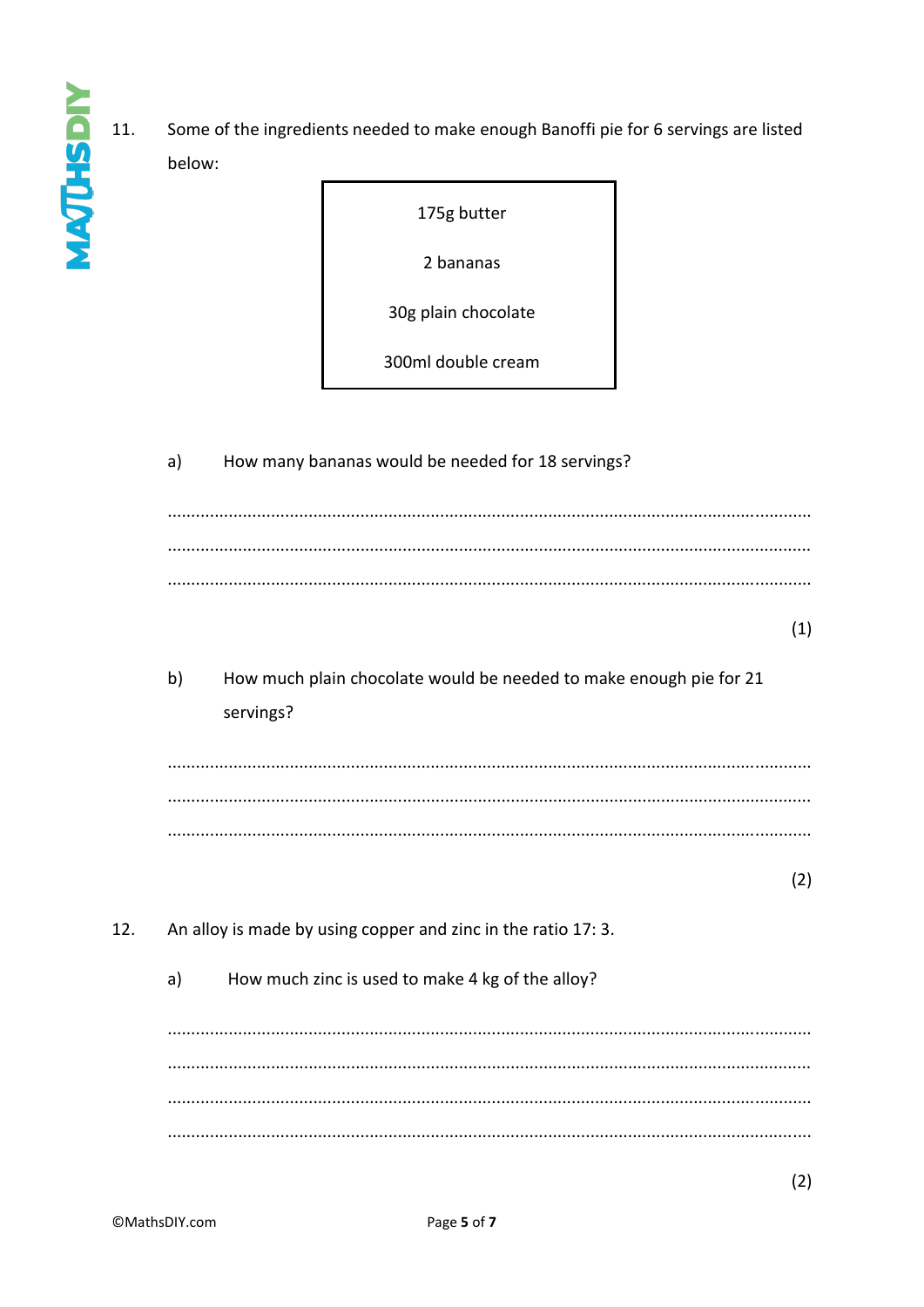11. Some of the ingredients needed to make enough Banoffi pie for 6 servings are listed below:

| 175g butter |
| --- |
| 2 bananas |
| 30g plain chocolate |
| 300ml double cream |

a) How many bananas would be needed for 18 servings?

.......................................................................................................................................

.......................................................................................................................................

.......................................................................................................................................

(1)

b) How much plain chocolate would be needed to make enough pie for 21 servings?

.......................................................................................................................................

.......................................................................................................................................

.......................................................................................................................................

(2)

12. An alloy is made by using copper and zinc in the ratio 17: 3.

a) How much zinc is used to make 4 kg of the alloy?

.......................................................................................................................................

.......................................................................................................................................

.......................................................................................................................................

.......................................................................................................................................

(2)

©MathsDIY.com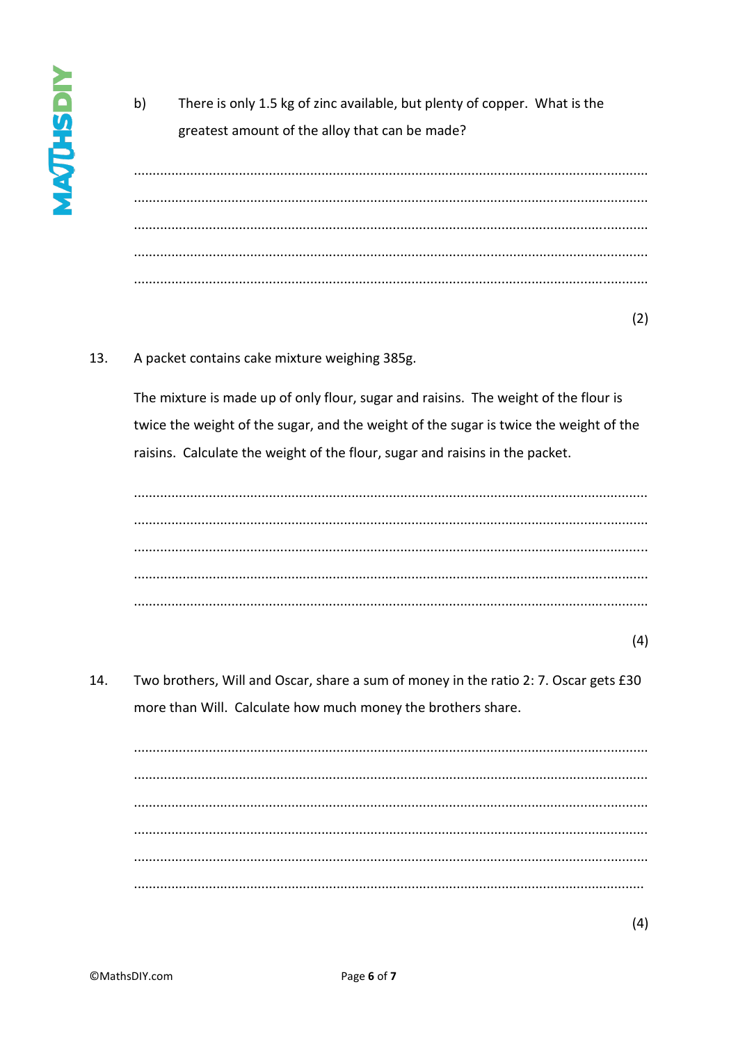b) There is only 1.5 kg of zinc available, but plenty of copper. What is the greatest amount of the alloy that can be made?

..............................................................................................................................................

..............................................................................................................................................

..............................................................................................................................................

..............................................................................................................................................

..............................................................................................................................................

(2)

13. A packet contains cake mixture weighing 385g.

The mixture is made up of only flour, sugar and raisins. The weight of the flour is twice the weight of the sugar, and the weight of the sugar is twice the weight of the raisins. Calculate the weight of the flour, sugar and raisins in the packet.

..............................................................................................................................................

..............................................................................................................................................

..............................................................................................................................................

..............................................................................................................................................

..............................................................................................................................................

(4)

14. Two brothers, Will and Oscar, share a sum of money in the ratio 2: 7. Oscar gets £30 more than Will. Calculate how much money the brothers share.

..............................................................................................................................................

..............................................................................................................................................

..............................................................................................................................................

..............................................................................................................................................

..............................................................................................................................................

..............................................................................................................................................

(4)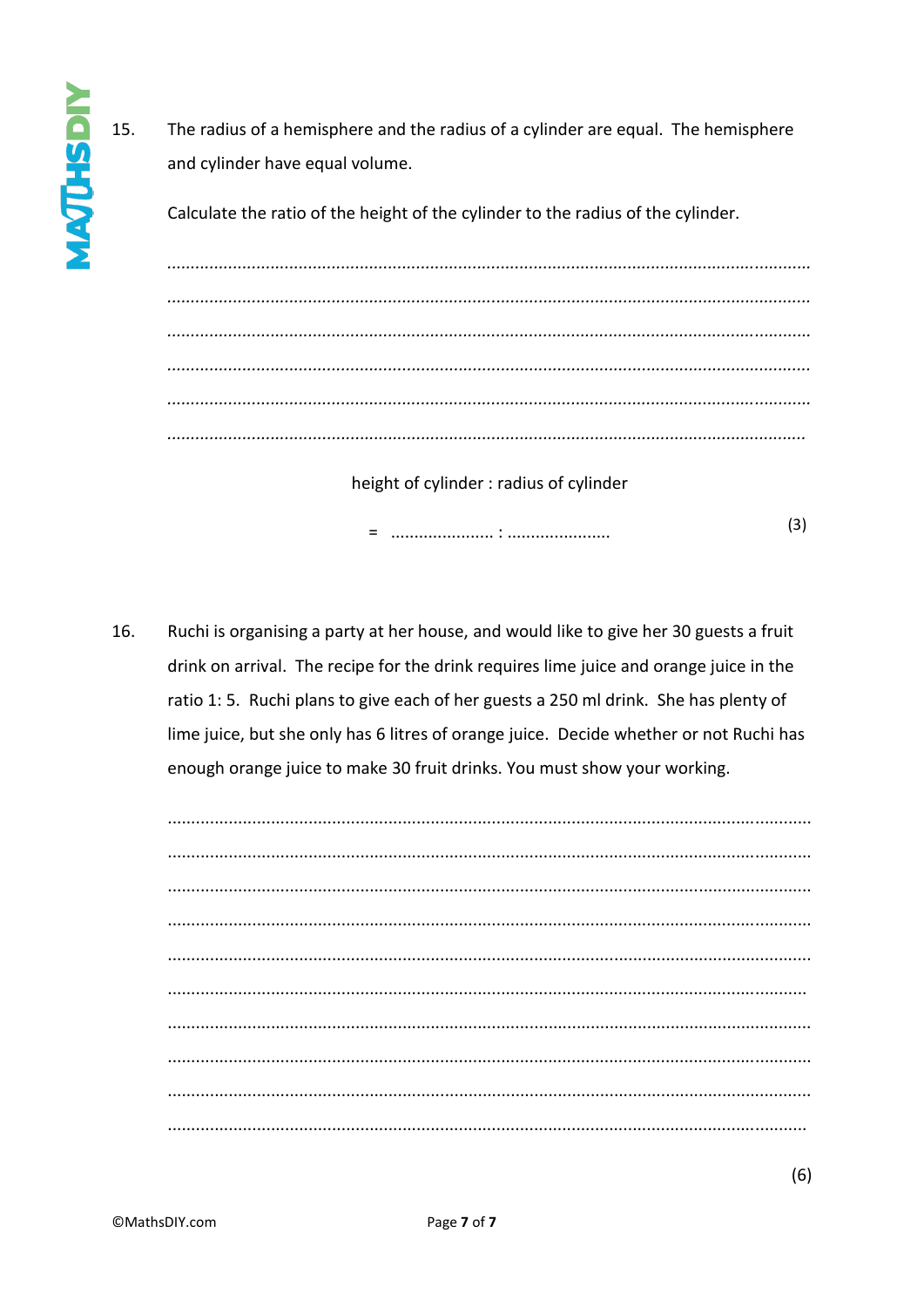15. The radius of a hemisphere and the radius of a cylinder are equal. The hemisphere and cylinder have equal volume.

Calculate the ratio of the height of the cylinder to the radius of the cylinder.

..............................................................................................................................

..............................................................................................................................

..............................................................................................................................

..............................................................................................................................

..............................................................................................................................

..............................................................................................................................

height of cylinder : radius of cylinder

= ...................... : ......................

(3)

16. Ruchi is organising a party at her house, and would like to give her 30 guests a fruit drink on arrival. The recipe for the drink requires lime juice and orange juice in the ratio 1: 5. Ruchi plans to give each of her guests a 250 ml drink. She has plenty of lime juice, but she only has 6 litres of orange juice. Decide whether or not Ruchi has enough orange juice to make 30 fruit drinks. You must show your working.

..............................................................................................................................

..............................................................................................................................

..............................................................................................................................

..............................................................................................................................

..............................................................................................................................

..............................................................................................................................

..............................................................................................................................

..............................................................................................................................

..............................................................................................................................

..............................................................................................................................

(6)